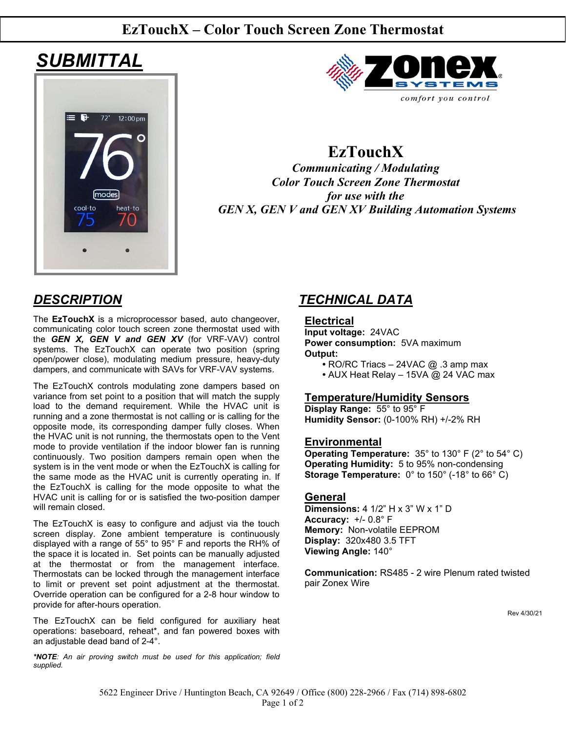# EzTouchX – Color Touch Screen Zone Thermostat

## *SUBMITTAL*

comfort you control

# EzTouchX

***Communicating / Modulating***
***Color Touch Screen Zone Thermostat***
***for use with the***
***GEN X, GEN V and GEN XV Building Automation Systems***

## *DESCRIPTION*

The **EzTouchX** is a microprocessor based, auto changeover, communicating color touch screen zone thermostat used with the ***GEN X, GEN V and GEN XV*** (for VRF-VAV) control systems. The EzTouchX can operate two position (spring open/power close), modulating medium pressure, heavy-duty dampers, and communicate with SAVs for VRF-VAV systems.

The EzTouchX controls modulating zone dampers based on variance from set point to a position that will match the supply load to the demand requirement. While the HVAC unit is running and a zone thermostat is not calling or is calling for the opposite mode, its corresponding damper fully closes. When the HVAC unit is not running, the thermostats open to the Vent mode to provide ventilation if the indoor blower fan is running continuously. Two position dampers remain open when the system is in the vent mode or when the EzTouchX is calling for the same mode as the HVAC unit is currently operating in. If the EzTouchX is calling for the mode opposite to what the HVAC unit is calling for or is satisfied the two-position damper will remain closed.

The EzTouchX is easy to configure and adjust via the touch screen display. Zone ambient temperature is continuously displayed with a range of 55° to 95° F and reports the RH% of the space it is located in. Set points can be manually adjusted at the thermostat or from the management interface. Thermostats can be locked through the management interface to limit or prevent set point adjustment at the thermostat. Override operation can be configured for a 2-8 hour window to provide for after-hours operation.

The EzTouchX can be field configured for auxiliary heat operations: baseboard, reheat*, and fan powered boxes with an adjustable dead band of 2-4°.

****NOTE**: An air proving switch must be used for this application; field supplied.*

## *TECHNICAL DATA*

### Electrical

**Input voltage:** 24VAC
**Power consumption:** 5VA maximum
**Output:**

- RO/RC Triacs – 24VAC @ .3 amp max
- AUX Heat Relay – 15VA @ 24 VAC max

### Temperature/Humidity Sensors

**Display Range:** 55° to 95° F
**Humidity Sensor:** (0-100% RH) +/-2% RH

### Environmental

**Operating Temperature:** 35° to 130° F (2° to 54° C)
**Operating Humidity:** 5 to 95% non-condensing
**Storage Temperature:** 0° to 150° (-18° to 66° C)

### General

**Dimensions:** 4 1/2" H x 3" W x 1" D
**Accuracy:** +/- 0.8° F
**Memory:** Non-volatile EEPROM
**Display:** 320x480 3.5 TFT
**Viewing Angle:** 140°

**Communication:** RS485 - 2 wire Plenum rated twisted pair Zonex Wire

Rev 4/30/21

5622 Engineer Drive / Huntington Beach, CA 92649 / Office (800) 228-2966 / Fax (714) 898-6802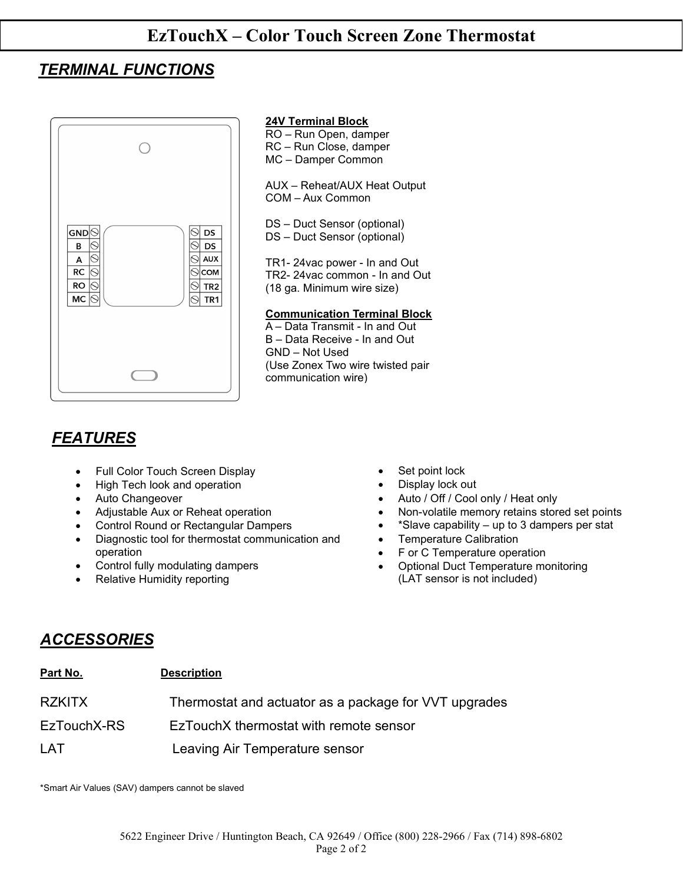# EzTouchX – Color Touch Screen Zone Thermostat

## *TERMINAL FUNCTIONS*

GND
B
A
RC
RO
MC

DS
DS
AUX
COM
TR2
TR1

**24V Terminal Block**
RO – Run Open, damper
RC – Run Close, damper
MC – Damper Common

AUX – Reheat/AUX Heat Output
COM – Aux Common

DS – Duct Sensor (optional)
DS – Duct Sensor (optional)

TR1- 24vac power - In and Out
TR2- 24vac common - In and Out
(18 ga. Minimum wire size)

**Communication Terminal Block**
A – Data Transmit - In and Out
B – Data Receive - In and Out
GND – Not Used
(Use Zonex Two wire twisted pair communication wire)

## *FEATURES*

- Full Color Touch Screen Display
- High Tech look and operation
- Auto Changeover
- Adjustable Aux or Reheat operation
- Control Round or Rectangular Dampers
- Diagnostic tool for thermostat communication and operation
- Control fully modulating dampers
- Relative Humidity reporting
- Set point lock
- Display lock out
- Auto / Off / Cool only / Heat only
- Non-volatile memory retains stored set points
- *Slave capability – up to 3 dampers per stat
- Temperature Calibration
- F or C Temperature operation
- Optional Duct Temperature monitoring (LAT sensor is not included)

## *ACCESSORIES*

| Part No. | Description |
|---|---|
| RZKITX | Thermostat and actuator as a package for VVT upgrades |
| EzTouchX-RS | EzTouchX thermostat with remote sensor |
| LAT | Leaving Air Temperature sensor |

*Smart Air Values (SAV) dampers cannot be slaved

5622 Engineer Drive / Huntington Beach, CA 92649 / Office (800) 228-2966 / Fax (714) 898-6802